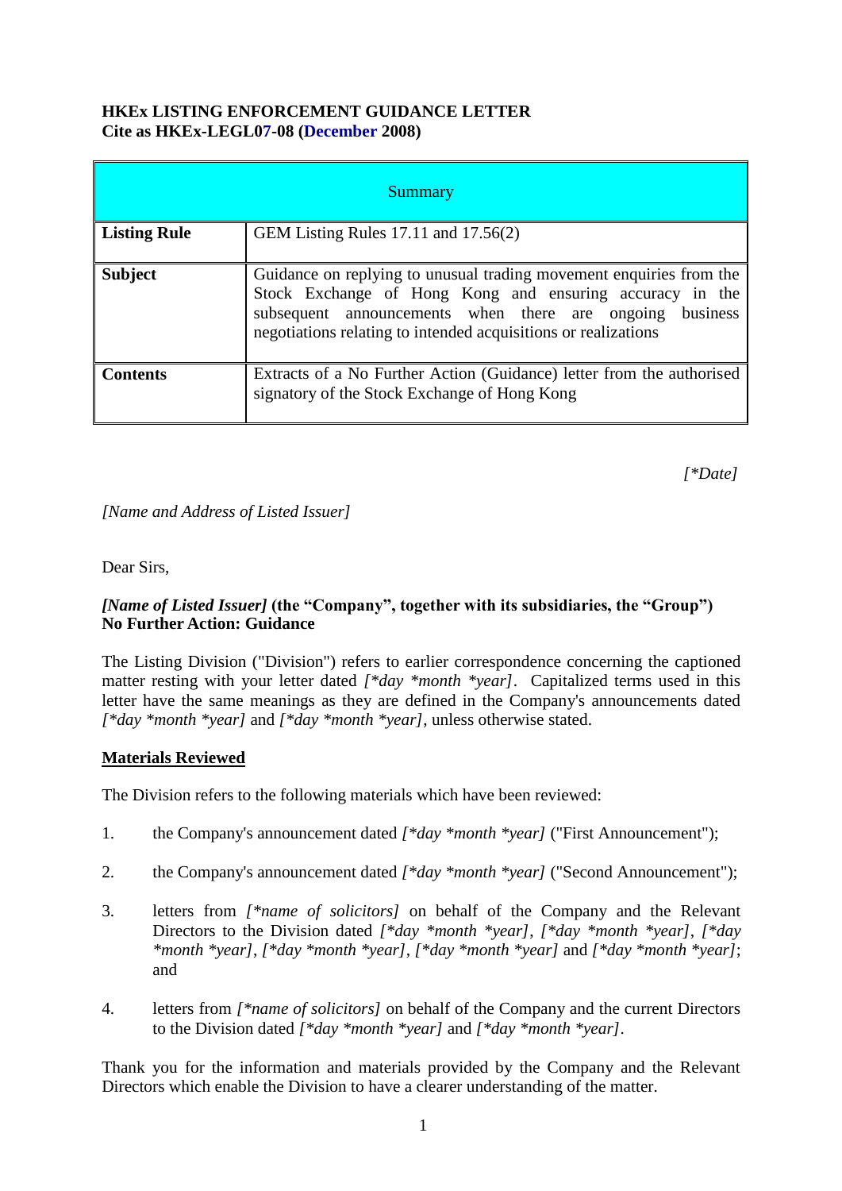**HKEx LISTING ENFORCEMENT GUIDANCE LETTER**
**Cite as HKEx-LEGL07-08 (December 2008)**

| Summary | |
|---|---|
| **Listing Rule** | GEM Listing Rules 17.11 and 17.56(2) |
| **Subject** | Guidance on replying to unusual trading movement enquiries from the Stock Exchange of Hong Kong and ensuring accuracy in the subsequent announcements when there are ongoing business negotiations relating to intended acquisitions or realizations |
| **Contents** | Extracts of a No Further Action (Guidance) letter from the authorised signatory of the Stock Exchange of Hong Kong |

*[*Date]*

*[Name and Address of Listed Issuer]*

Dear Sirs,

***[Name of Listed Issuer]* (the "Company", together with its subsidiaries, the "Group")**
**No Further Action: Guidance**

The Listing Division ("Division") refers to earlier correspondence concerning the captioned matter resting with your letter dated *[*day *month *year]*. Capitalized terms used in this letter have the same meanings as they are defined in the Company's announcements dated *[*day *month *year]* and *[*day *month *year]*, unless otherwise stated.

**Materials Reviewed**

The Division refers to the following materials which have been reviewed:

1. the Company's announcement dated *[*day *month *year]* ("First Announcement");

2. the Company's announcement dated *[*day *month *year]* ("Second Announcement");

3. letters from *[*name of solicitors]* on behalf of the Company and the Relevant Directors to the Division dated *[*day *month *year]*, *[*day *month *year]*, *[*day *month *year]*, *[*day *month *year]*, *[*day *month *year]* and *[*day *month *year]*; and

4. letters from *[*name of solicitors]* on behalf of the Company and the current Directors to the Division dated *[*day *month *year]* and *[*day *month *year]*.

Thank you for the information and materials provided by the Company and the Relevant Directors which enable the Division to have a clearer understanding of the matter.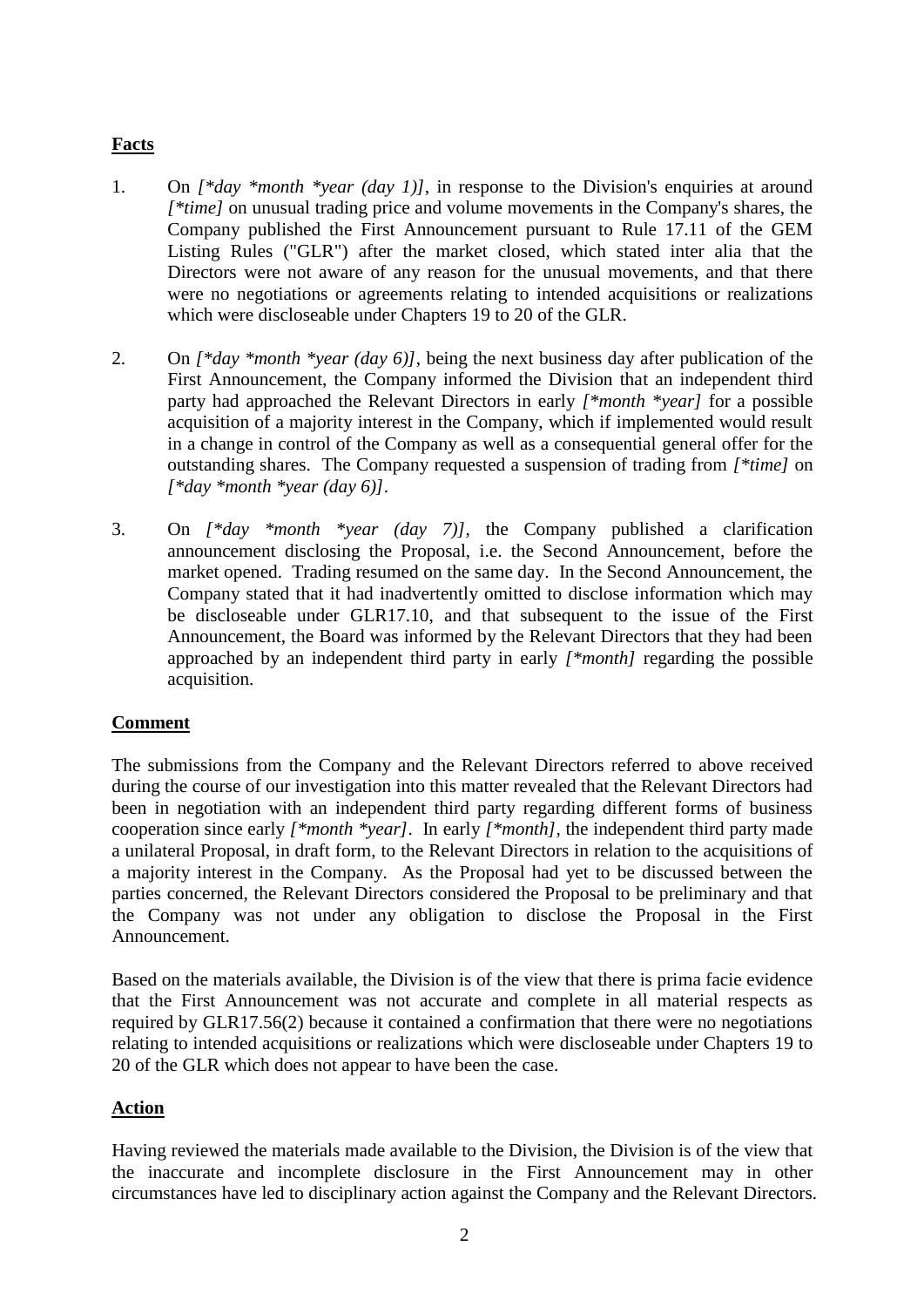## Facts

1. On *[\*day \*month \*year (day 1)]*, in response to the Division's enquiries at around *[\*time]* on unusual trading price and volume movements in the Company's shares, the Company published the First Announcement pursuant to Rule 17.11 of the GEM Listing Rules ("GLR") after the market closed, which stated inter alia that the Directors were not aware of any reason for the unusual movements, and that there were no negotiations or agreements relating to intended acquisitions or realizations which were discloseable under Chapters 19 to 20 of the GLR.

2. On *[\*day \*month \*year (day 6)]*, being the next business day after publication of the First Announcement, the Company informed the Division that an independent third party had approached the Relevant Directors in early *[\*month \*year]* for a possible acquisition of a majority interest in the Company, which if implemented would result in a change in control of the Company as well as a consequential general offer for the outstanding shares. The Company requested a suspension of trading from *[\*time]* on *[\*day \*month \*year (day 6)]*.

3. On *[\*day \*month \*year (day 7)]*, the Company published a clarification announcement disclosing the Proposal, i.e. the Second Announcement, before the market opened. Trading resumed on the same day. In the Second Announcement, the Company stated that it had inadvertently omitted to disclose information which may be discloseable under GLR17.10, and that subsequent to the issue of the First Announcement, the Board was informed by the Relevant Directors that they had been approached by an independent third party in early *[\*month]* regarding the possible acquisition.

## Comment

The submissions from the Company and the Relevant Directors referred to above received during the course of our investigation into this matter revealed that the Relevant Directors had been in negotiation with an independent third party regarding different forms of business cooperation since early *[\*month \*year]*. In early *[\*month]*, the independent third party made a unilateral Proposal, in draft form, to the Relevant Directors in relation to the acquisitions of a majority interest in the Company. As the Proposal had yet to be discussed between the parties concerned, the Relevant Directors considered the Proposal to be preliminary and that the Company was not under any obligation to disclose the Proposal in the First Announcement.

Based on the materials available, the Division is of the view that there is prima facie evidence that the First Announcement was not accurate and complete in all material respects as required by GLR17.56(2) because it contained a confirmation that there were no negotiations relating to intended acquisitions or realizations which were discloseable under Chapters 19 to 20 of the GLR which does not appear to have been the case.

## Action

Having reviewed the materials made available to the Division, the Division is of the view that the inaccurate and incomplete disclosure in the First Announcement may in other circumstances have led to disciplinary action against the Company and the Relevant Directors.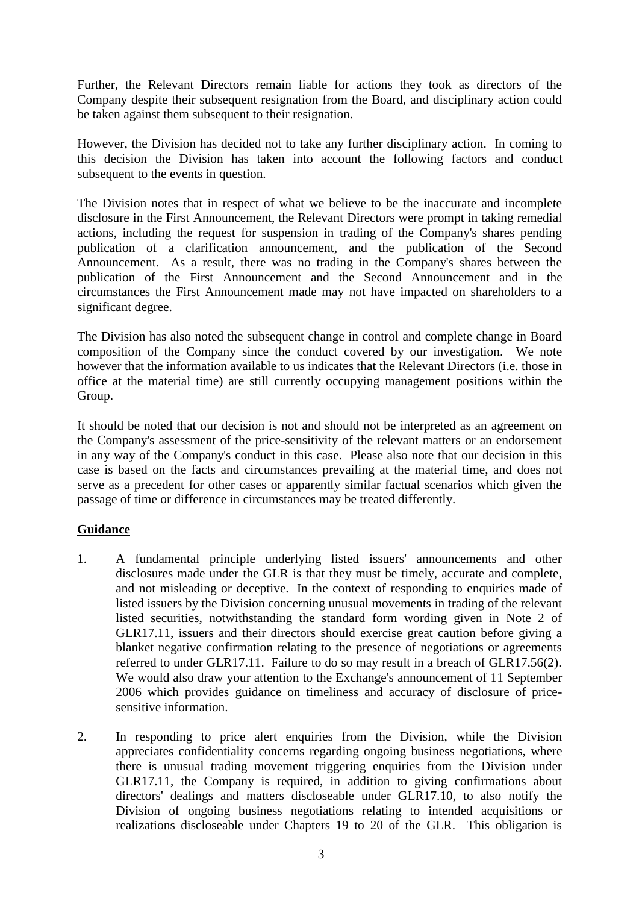Further, the Relevant Directors remain liable for actions they took as directors of the Company despite their subsequent resignation from the Board, and disciplinary action could be taken against them subsequent to their resignation.

However, the Division has decided not to take any further disciplinary action. In coming to this decision the Division has taken into account the following factors and conduct subsequent to the events in question.

The Division notes that in respect of what we believe to be the inaccurate and incomplete disclosure in the First Announcement, the Relevant Directors were prompt in taking remedial actions, including the request for suspension in trading of the Company's shares pending publication of a clarification announcement, and the publication of the Second Announcement. As a result, there was no trading in the Company's shares between the publication of the First Announcement and the Second Announcement and in the circumstances the First Announcement made may not have impacted on shareholders to a significant degree.

The Division has also noted the subsequent change in control and complete change in Board composition of the Company since the conduct covered by our investigation. We note however that the information available to us indicates that the Relevant Directors (i.e. those in office at the material time) are still currently occupying management positions within the Group.

It should be noted that our decision is not and should not be interpreted as an agreement on the Company's assessment of the price-sensitivity of the relevant matters or an endorsement in any way of the Company's conduct in this case. Please also note that our decision in this case is based on the facts and circumstances prevailing at the material time, and does not serve as a precedent for other cases or apparently similar factual scenarios which given the passage of time or difference in circumstances may be treated differently.

## Guidance

1. A fundamental principle underlying listed issuers' announcements and other disclosures made under the GLR is that they must be timely, accurate and complete, and not misleading or deceptive. In the context of responding to enquiries made of listed issuers by the Division concerning unusual movements in trading of the relevant listed securities, notwithstanding the standard form wording given in Note 2 of GLR17.11, issuers and their directors should exercise great caution before giving a blanket negative confirmation relating to the presence of negotiations or agreements referred to under GLR17.11. Failure to do so may result in a breach of GLR17.56(2). We would also draw your attention to the Exchange's announcement of 11 September 2006 which provides guidance on timeliness and accuracy of disclosure of price-sensitive information.

2. In responding to price alert enquiries from the Division, while the Division appreciates confidentiality concerns regarding ongoing business negotiations, where there is unusual trading movement triggering enquiries from the Division under GLR17.11, the Company is required, in addition to giving confirmations about directors' dealings and matters discloseable under GLR17.10, to also notify the Division of ongoing business negotiations relating to intended acquisitions or realizations discloseable under Chapters 19 to 20 of the GLR. This obligation is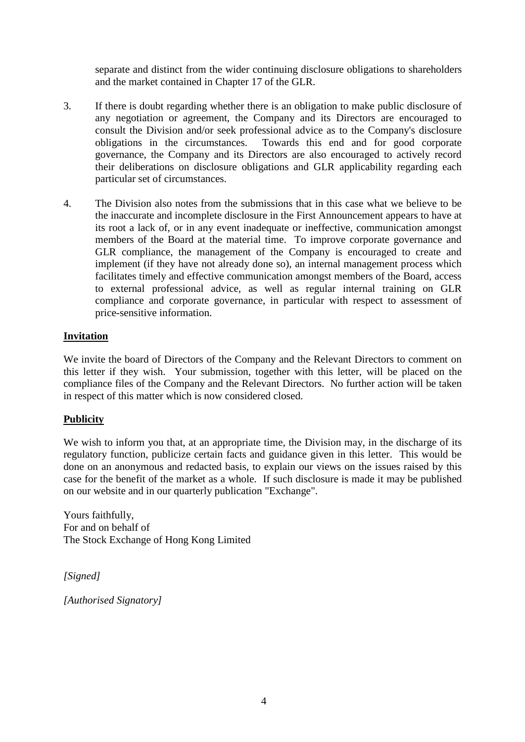separate and distinct from the wider continuing disclosure obligations to shareholders and the market contained in Chapter 17 of the GLR.

3. If there is doubt regarding whether there is an obligation to make public disclosure of any negotiation or agreement, the Company and its Directors are encouraged to consult the Division and/or seek professional advice as to the Company's disclosure obligations in the circumstances. Towards this end and for good corporate governance, the Company and its Directors are also encouraged to actively record their deliberations on disclosure obligations and GLR applicability regarding each particular set of circumstances.

4. The Division also notes from the submissions that in this case what we believe to be the inaccurate and incomplete disclosure in the First Announcement appears to have at its root a lack of, or in any event inadequate or ineffective, communication amongst members of the Board at the material time. To improve corporate governance and GLR compliance, the management of the Company is encouraged to create and implement (if they have not already done so), an internal management process which facilitates timely and effective communication amongst members of the Board, access to external professional advice, as well as regular internal training on GLR compliance and corporate governance, in particular with respect to assessment of price-sensitive information.

**Invitation**

We invite the board of Directors of the Company and the Relevant Directors to comment on this letter if they wish. Your submission, together with this letter, will be placed on the compliance files of the Company and the Relevant Directors. No further action will be taken in respect of this matter which is now considered closed.

**Publicity**

We wish to inform you that, at an appropriate time, the Division may, in the discharge of its regulatory function, publicize certain facts and guidance given in this letter. This would be done on an anonymous and redacted basis, to explain our views on the issues raised by this case for the benefit of the market as a whole. If such disclosure is made it may be published on our website and in our quarterly publication "Exchange".

Yours faithfully,
For and on behalf of
The Stock Exchange of Hong Kong Limited

*[Signed]*

*[Authorised Signatory]*